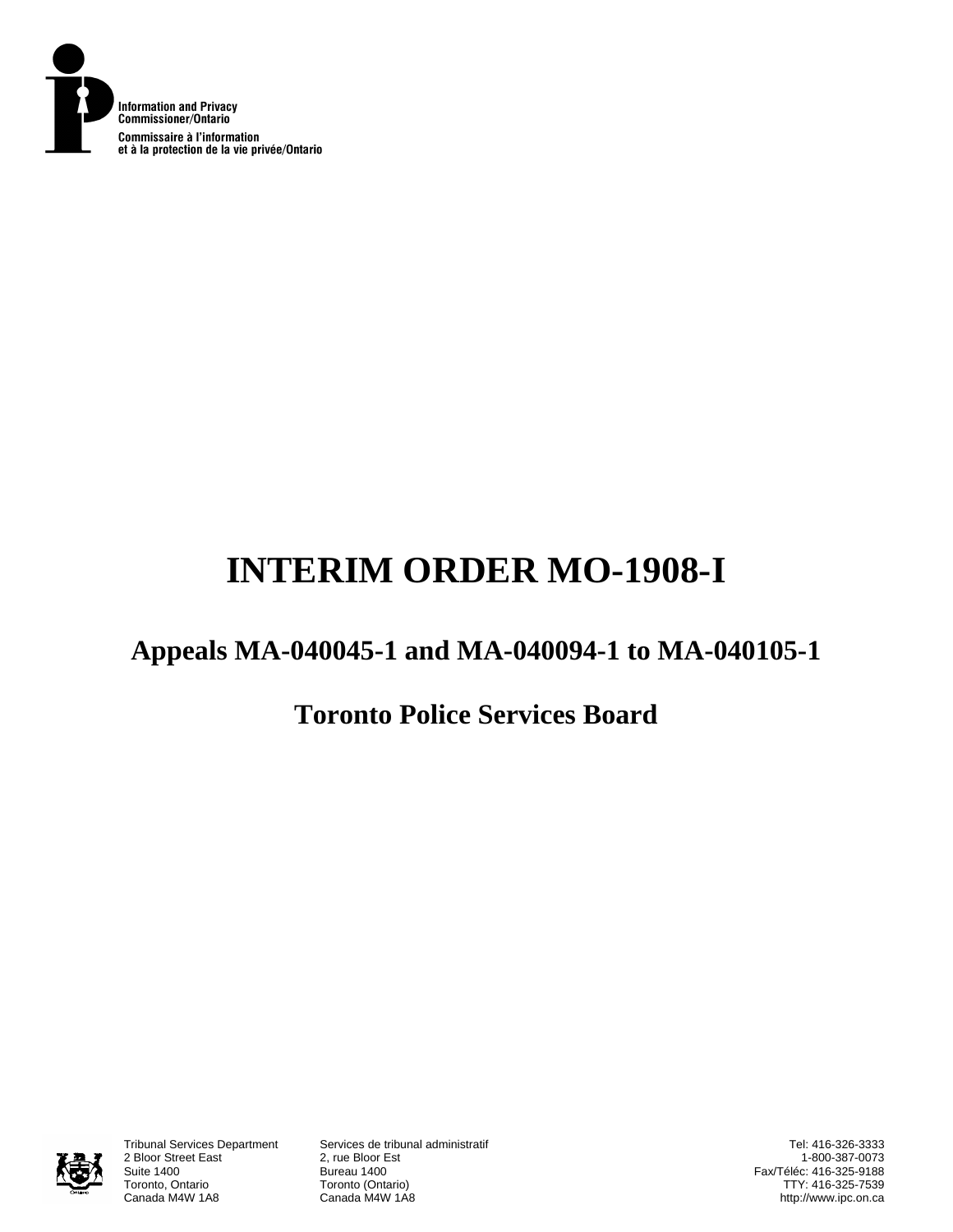Information and Privacy Commissioner/Ontario
Commissaire à l'information et à la protection de la vie privée/Ontario

# INTERIM ORDER MO-1908-I

## Appeals MA-040045-1 and MA-040094-1 to MA-040105-1

## Toronto Police Services Board

Tribunal Services Department
2 Bloor Street East
Suite 1400
Toronto, Ontario
Canada M4W 1A8

Services de tribunal administratif
2, rue Bloor Est
Bureau 1400
Toronto (Ontario)
Canada M4W 1A8

Tel: 416-326-3333
1-800-387-0073
Fax/Téléc: 416-325-9188
TTY: 416-325-7539
http://www.ipc.on.ca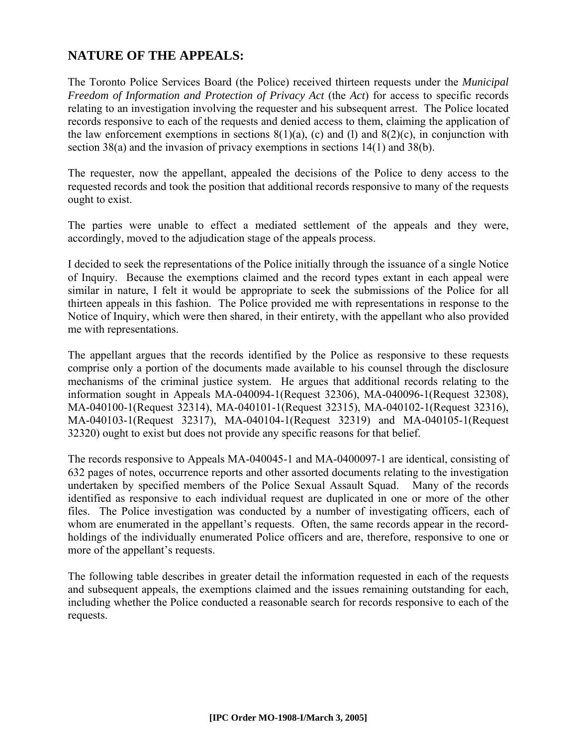## NATURE OF THE APPEALS:

The Toronto Police Services Board (the Police) received thirteen requests under the *Municipal Freedom of Information and Protection of Privacy Act* (the *Act*) for access to specific records relating to an investigation involving the requester and his subsequent arrest. The Police located records responsive to each of the requests and denied access to them, claiming the application of the law enforcement exemptions in sections 8(1)(a), (c) and (l) and 8(2)(c), in conjunction with section 38(a) and the invasion of privacy exemptions in sections 14(1) and 38(b).

The requester, now the appellant, appealed the decisions of the Police to deny access to the requested records and took the position that additional records responsive to many of the requests ought to exist.

The parties were unable to effect a mediated settlement of the appeals and they were, accordingly, moved to the adjudication stage of the appeals process.

I decided to seek the representations of the Police initially through the issuance of a single Notice of Inquiry. Because the exemptions claimed and the record types extant in each appeal were similar in nature, I felt it would be appropriate to seek the submissions of the Police for all thirteen appeals in this fashion. The Police provided me with representations in response to the Notice of Inquiry, which were then shared, in their entirety, with the appellant who also provided me with representations.

The appellant argues that the records identified by the Police as responsive to these requests comprise only a portion of the documents made available to his counsel through the disclosure mechanisms of the criminal justice system. He argues that additional records relating to the information sought in Appeals MA-040094-1(Request 32306), MA-040096-1(Request 32308), MA-040100-1(Request 32314), MA-040101-1(Request 32315), MA-040102-1(Request 32316), MA-040103-1(Request 32317), MA-040104-1(Request 32319) and MA-040105-1(Request 32320) ought to exist but does not provide any specific reasons for that belief.

The records responsive to Appeals MA-040045-1 and MA-0400097-1 are identical, consisting of 632 pages of notes, occurrence reports and other assorted documents relating to the investigation undertaken by specified members of the Police Sexual Assault Squad. Many of the records identified as responsive to each individual request are duplicated in one or more of the other files. The Police investigation was conducted by a number of investigating officers, each of whom are enumerated in the appellant's requests. Often, the same records appear in the record-holdings of the individually enumerated Police officers and are, therefore, responsive to one or more of the appellant's requests.

The following table describes in greater detail the information requested in each of the requests and subsequent appeals, the exemptions claimed and the issues remaining outstanding for each, including whether the Police conducted a reasonable search for records responsive to each of the requests.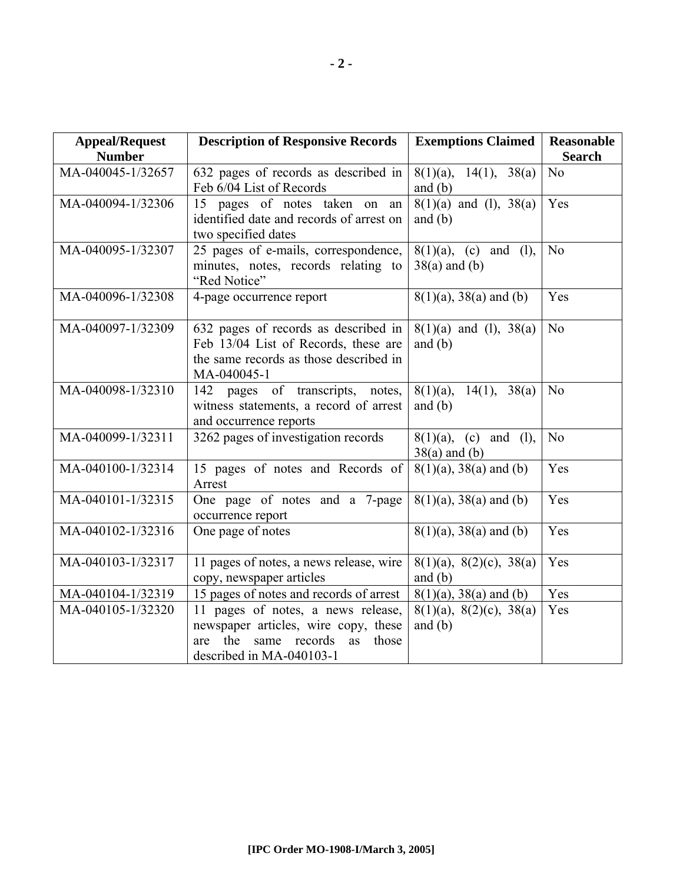| Appeal/Request Number | Description of Responsive Records | Exemptions Claimed | Reasonable Search |
|---|---|---|---|
| MA-040045-1/32657 | 632 pages of records as described in Feb 6/04 List of Records | 8(1)(a), 14(1), 38(a) and (b) | No |
| MA-040094-1/32306 | 15 pages of notes taken on an identified date and records of arrest on two specified dates | 8(1)(a) and (l), 38(a) and (b) | Yes |
| MA-040095-1/32307 | 25 pages of e-mails, correspondence, minutes, notes, records relating to "Red Notice" | 8(1)(a), (c) and (l), 38(a) and (b) | No |
| MA-040096-1/32308 | 4-page occurrence report | 8(1)(a), 38(a) and (b) | Yes |
| MA-040097-1/32309 | 632 pages of records as described in Feb 13/04 List of Records, these are the same records as those described in MA-040045-1 | 8(1)(a) and (l), 38(a) and (b) | No |
| MA-040098-1/32310 | 142 pages of transcripts, notes, witness statements, a record of arrest and occurrence reports | 8(1)(a), 14(1), 38(a) and (b) | No |
| MA-040099-1/32311 | 3262 pages of investigation records | 8(1)(a), (c) and (l), 38(a) and (b) | No |
| MA-040100-1/32314 | 15 pages of notes and Records of Arrest | 8(1)(a), 38(a) and (b) | Yes |
| MA-040101-1/32315 | One page of notes and a 7-page occurrence report | 8(1)(a), 38(a) and (b) | Yes |
| MA-040102-1/32316 | One page of notes | 8(1)(a), 38(a) and (b) | Yes |
| MA-040103-1/32317 | 11 pages of notes, a news release, wire copy, newspaper articles | 8(1)(a), 8(2)(c), 38(a) and (b) | Yes |
| MA-040104-1/32319 | 15 pages of notes and records of arrest | 8(1)(a), 38(a) and (b) | Yes |
| MA-040105-1/32320 | 11 pages of notes, a news release, newspaper articles, wire copy, these are the same records as those described in MA-040103-1 | 8(1)(a), 8(2)(c), 38(a) and (b) | Yes |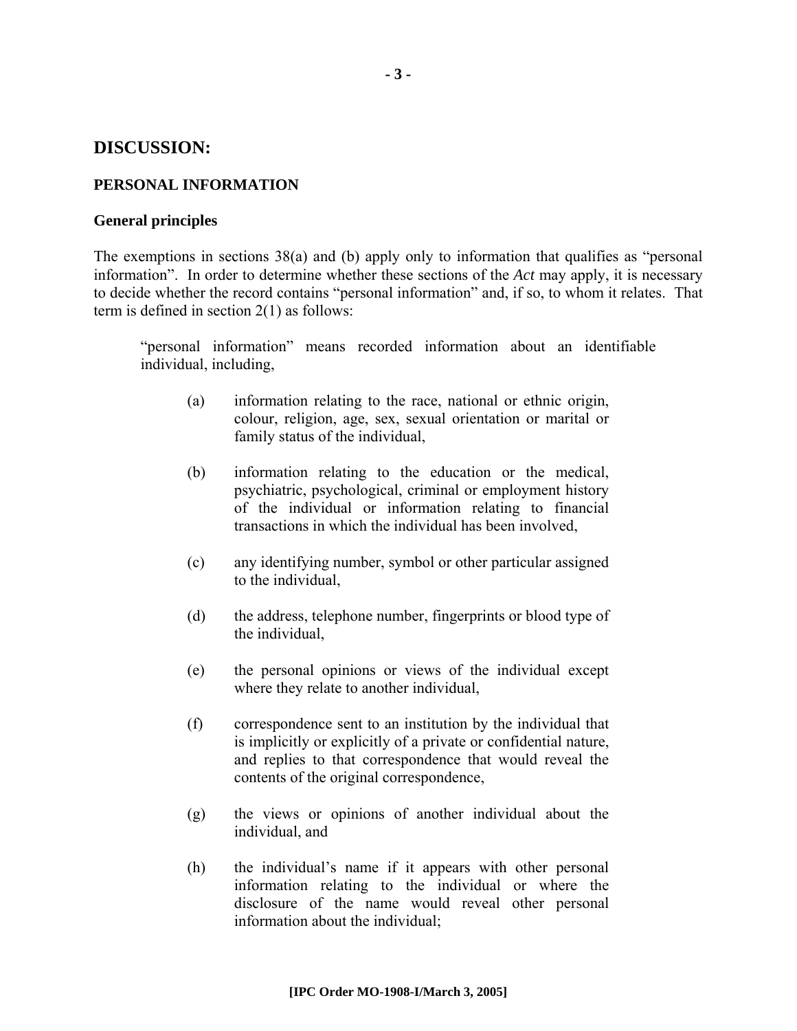## DISCUSSION:

### PERSONAL INFORMATION

#### General principles

The exemptions in sections 38(a) and (b) apply only to information that qualifies as "personal information". In order to determine whether these sections of the *Act* may apply, it is necessary to decide whether the record contains "personal information" and, if so, to whom it relates. That term is defined in section 2(1) as follows:

> "personal information" means recorded information about an identifiable individual, including,
>
> (a) information relating to the race, national or ethnic origin, colour, religion, age, sex, sexual orientation or marital or family status of the individual,
>
> (b) information relating to the education or the medical, psychiatric, psychological, criminal or employment history of the individual or information relating to financial transactions in which the individual has been involved,
>
> (c) any identifying number, symbol or other particular assigned to the individual,
>
> (d) the address, telephone number, fingerprints or blood type of the individual,
>
> (e) the personal opinions or views of the individual except where they relate to another individual,
>
> (f) correspondence sent to an institution by the individual that is implicitly or explicitly of a private or confidential nature, and replies to that correspondence that would reveal the contents of the original correspondence,
>
> (g) the views or opinions of another individual about the individual, and
>
> (h) the individual's name if it appears with other personal information relating to the individual or where the disclosure of the name would reveal other personal information about the individual;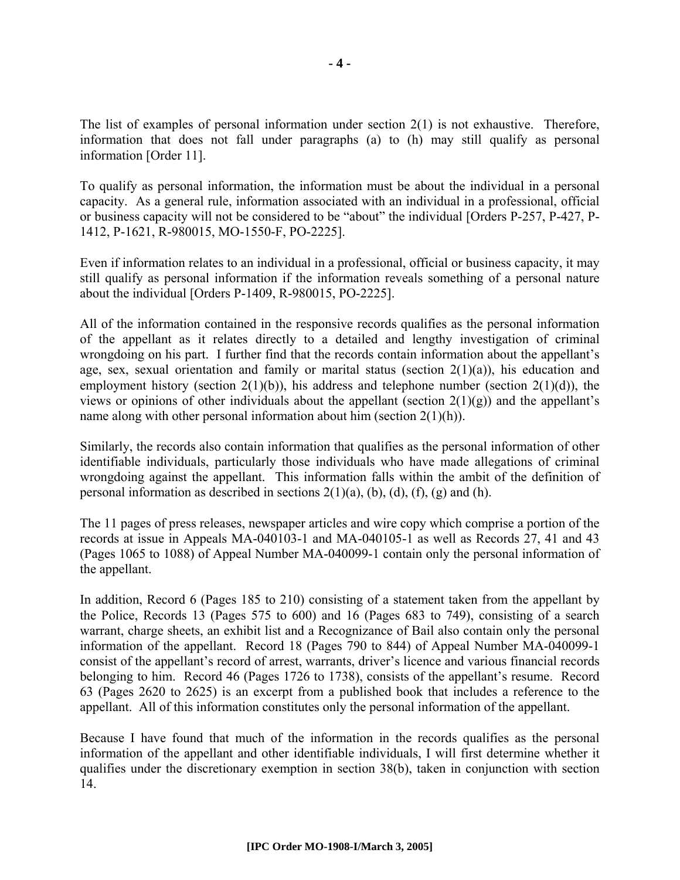The list of examples of personal information under section 2(1) is not exhaustive. Therefore, information that does not fall under paragraphs (a) to (h) may still qualify as personal information [Order 11].

To qualify as personal information, the information must be about the individual in a personal capacity. As a general rule, information associated with an individual in a professional, official or business capacity will not be considered to be "about" the individual [Orders P-257, P-427, P-1412, P-1621, R-980015, MO-1550-F, PO-2225].

Even if information relates to an individual in a professional, official or business capacity, it may still qualify as personal information if the information reveals something of a personal nature about the individual [Orders P-1409, R-980015, PO-2225].

All of the information contained in the responsive records qualifies as the personal information of the appellant as it relates directly to a detailed and lengthy investigation of criminal wrongdoing on his part. I further find that the records contain information about the appellant's age, sex, sexual orientation and family or marital status (section 2(1)(a)), his education and employment history (section 2(1)(b)), his address and telephone number (section 2(1)(d)), the views or opinions of other individuals about the appellant (section 2(1)(g)) and the appellant's name along with other personal information about him (section 2(1)(h)).

Similarly, the records also contain information that qualifies as the personal information of other identifiable individuals, particularly those individuals who have made allegations of criminal wrongdoing against the appellant. This information falls within the ambit of the definition of personal information as described in sections 2(1)(a), (b), (d), (f), (g) and (h).

The 11 pages of press releases, newspaper articles and wire copy which comprise a portion of the records at issue in Appeals MA-040103-1 and MA-040105-1 as well as Records 27, 41 and 43 (Pages 1065 to 1088) of Appeal Number MA-040099-1 contain only the personal information of the appellant.

In addition, Record 6 (Pages 185 to 210) consisting of a statement taken from the appellant by the Police, Records 13 (Pages 575 to 600) and 16 (Pages 683 to 749), consisting of a search warrant, charge sheets, an exhibit list and a Recognizance of Bail also contain only the personal information of the appellant. Record 18 (Pages 790 to 844) of Appeal Number MA-040099-1 consist of the appellant's record of arrest, warrants, driver's licence and various financial records belonging to him. Record 46 (Pages 1726 to 1738), consists of the appellant's resume. Record 63 (Pages 2620 to 2625) is an excerpt from a published book that includes a reference to the appellant. All of this information constitutes only the personal information of the appellant.

Because I have found that much of the information in the records qualifies as the personal information of the appellant and other identifiable individuals, I will first determine whether it qualifies under the discretionary exemption in section 38(b), taken in conjunction with section 14.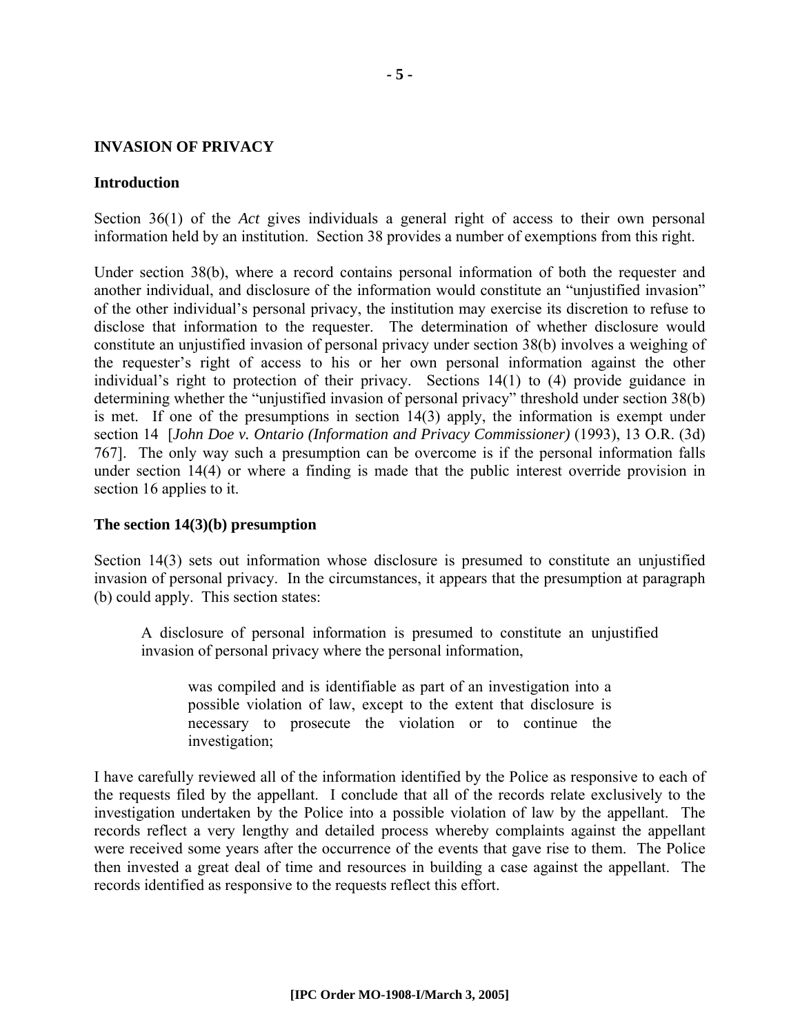## INVASION OF PRIVACY

### Introduction

Section 36(1) of the *Act* gives individuals a general right of access to their own personal information held by an institution. Section 38 provides a number of exemptions from this right.

Under section 38(b), where a record contains personal information of both the requester and another individual, and disclosure of the information would constitute an "unjustified invasion" of the other individual's personal privacy, the institution may exercise its discretion to refuse to disclose that information to the requester. The determination of whether disclosure would constitute an unjustified invasion of personal privacy under section 38(b) involves a weighing of the requester's right of access to his or her own personal information against the other individual's right to protection of their privacy. Sections 14(1) to (4) provide guidance in determining whether the "unjustified invasion of personal privacy" threshold under section 38(b) is met. If one of the presumptions in section 14(3) apply, the information is exempt under section 14 [*John Doe v. Ontario (Information and Privacy Commissioner)* (1993), 13 O.R. (3d) 767]. The only way such a presumption can be overcome is if the personal information falls under section 14(4) or where a finding is made that the public interest override provision in section 16 applies to it.

### The section 14(3)(b) presumption

Section 14(3) sets out information whose disclosure is presumed to constitute an unjustified invasion of personal privacy. In the circumstances, it appears that the presumption at paragraph (b) could apply. This section states:

> A disclosure of personal information is presumed to constitute an unjustified invasion of personal privacy where the personal information,
>
> > was compiled and is identifiable as part of an investigation into a possible violation of law, except to the extent that disclosure is necessary to prosecute the violation or to continue the investigation;

I have carefully reviewed all of the information identified by the Police as responsive to each of the requests filed by the appellant. I conclude that all of the records relate exclusively to the investigation undertaken by the Police into a possible violation of law by the appellant. The records reflect a very lengthy and detailed process whereby complaints against the appellant were received some years after the occurrence of the events that gave rise to them. The Police then invested a great deal of time and resources in building a case against the appellant. The records identified as responsive to the requests reflect this effort.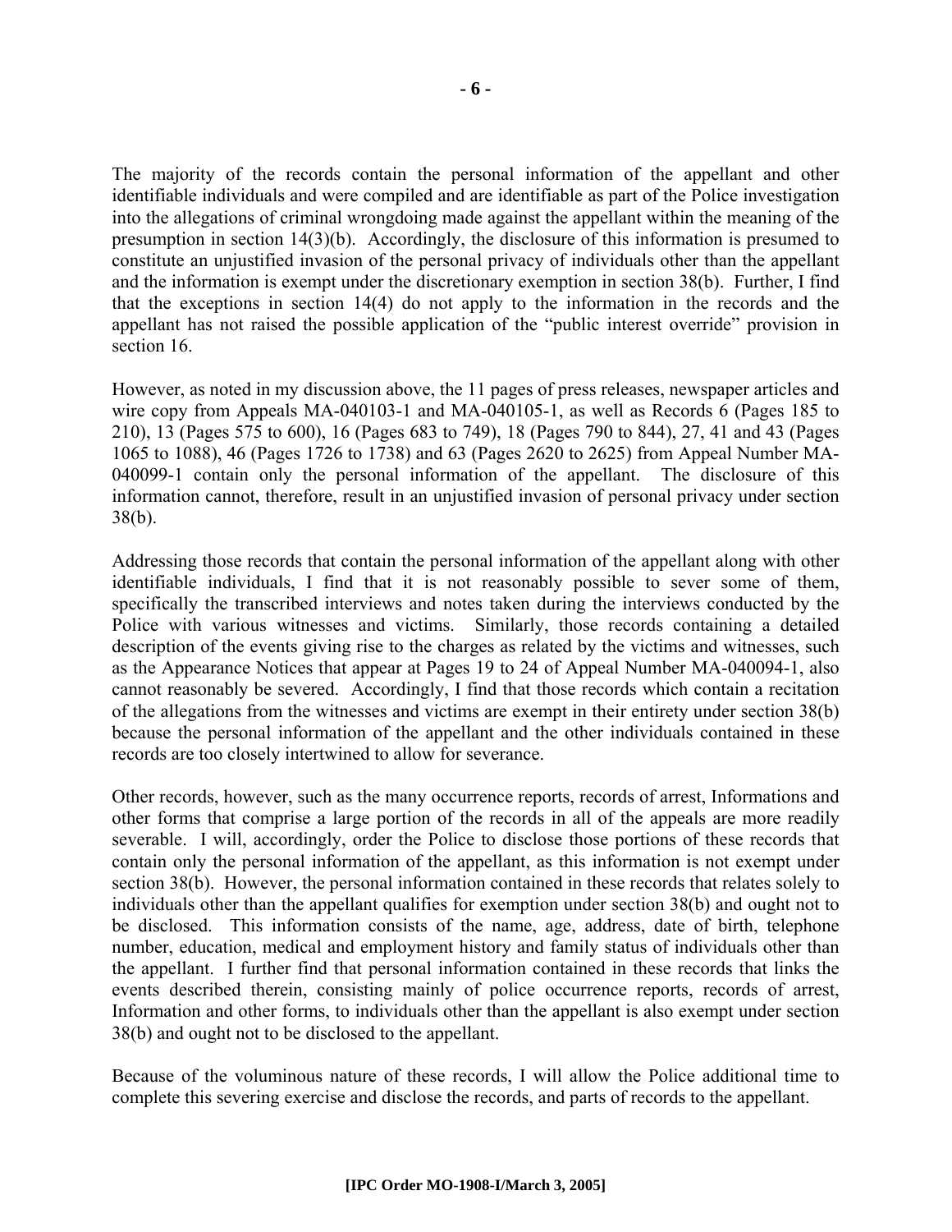The majority of the records contain the personal information of the appellant and other identifiable individuals and were compiled and are identifiable as part of the Police investigation into the allegations of criminal wrongdoing made against the appellant within the meaning of the presumption in section 14(3)(b). Accordingly, the disclosure of this information is presumed to constitute an unjustified invasion of the personal privacy of individuals other than the appellant and the information is exempt under the discretionary exemption in section 38(b). Further, I find that the exceptions in section 14(4) do not apply to the information in the records and the appellant has not raised the possible application of the "public interest override" provision in section 16.

However, as noted in my discussion above, the 11 pages of press releases, newspaper articles and wire copy from Appeals MA-040103-1 and MA-040105-1, as well as Records 6 (Pages 185 to 210), 13 (Pages 575 to 600), 16 (Pages 683 to 749), 18 (Pages 790 to 844), 27, 41 and 43 (Pages 1065 to 1088), 46 (Pages 1726 to 1738) and 63 (Pages 2620 to 2625) from Appeal Number MA-040099-1 contain only the personal information of the appellant. The disclosure of this information cannot, therefore, result in an unjustified invasion of personal privacy under section 38(b).

Addressing those records that contain the personal information of the appellant along with other identifiable individuals, I find that it is not reasonably possible to sever some of them, specifically the transcribed interviews and notes taken during the interviews conducted by the Police with various witnesses and victims. Similarly, those records containing a detailed description of the events giving rise to the charges as related by the victims and witnesses, such as the Appearance Notices that appear at Pages 19 to 24 of Appeal Number MA-040094-1, also cannot reasonably be severed. Accordingly, I find that those records which contain a recitation of the allegations from the witnesses and victims are exempt in their entirety under section 38(b) because the personal information of the appellant and the other individuals contained in these records are too closely intertwined to allow for severance.

Other records, however, such as the many occurrence reports, records of arrest, Informations and other forms that comprise a large portion of the records in all of the appeals are more readily severable. I will, accordingly, order the Police to disclose those portions of these records that contain only the personal information of the appellant, as this information is not exempt under section 38(b). However, the personal information contained in these records that relates solely to individuals other than the appellant qualifies for exemption under section 38(b) and ought not to be disclosed. This information consists of the name, age, address, date of birth, telephone number, education, medical and employment history and family status of individuals other than the appellant. I further find that personal information contained in these records that links the events described therein, consisting mainly of police occurrence reports, records of arrest, Information and other forms, to individuals other than the appellant is also exempt under section 38(b) and ought not to be disclosed to the appellant.

Because of the voluminous nature of these records, I will allow the Police additional time to complete this severing exercise and disclose the records, and parts of records to the appellant.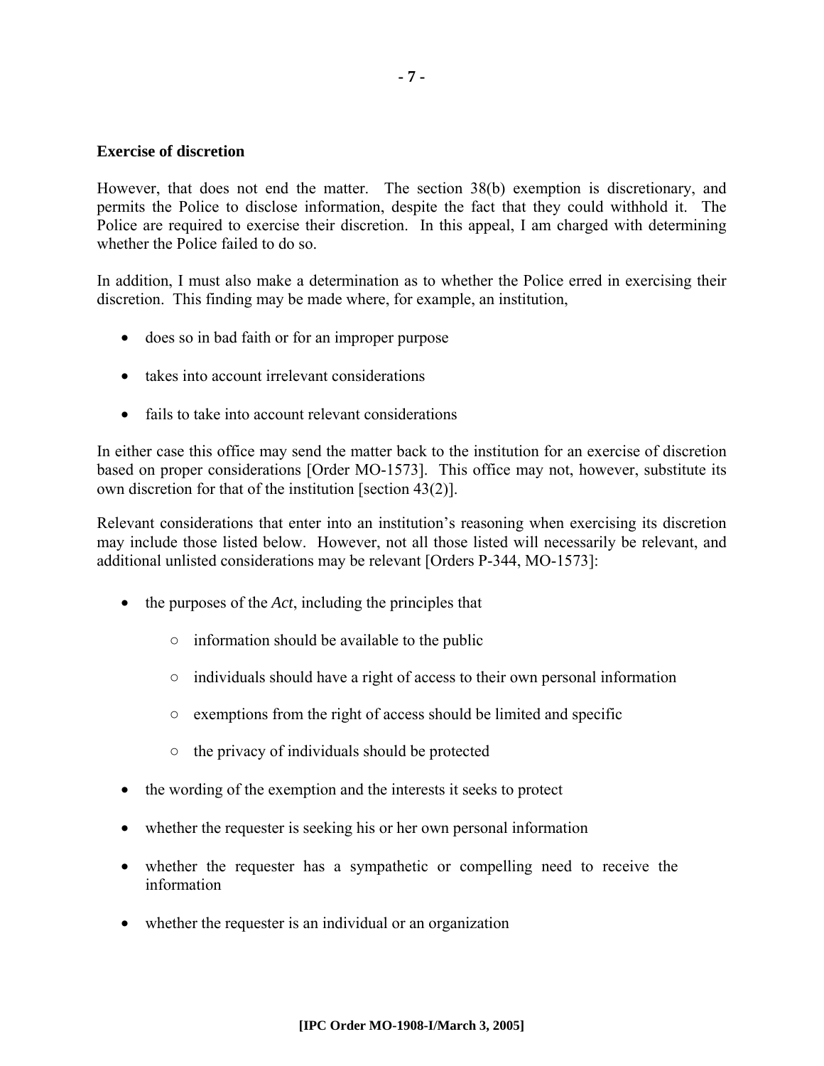**Exercise of discretion**

However, that does not end the matter. The section 38(b) exemption is discretionary, and permits the Police to disclose information, despite the fact that they could withhold it. The Police are required to exercise their discretion. In this appeal, I am charged with determining whether the Police failed to do so.

In addition, I must also make a determination as to whether the Police erred in exercising their discretion. This finding may be made where, for example, an institution,

- does so in bad faith or for an improper purpose
- takes into account irrelevant considerations
- fails to take into account relevant considerations

In either case this office may send the matter back to the institution for an exercise of discretion based on proper considerations [Order MO-1573]. This office may not, however, substitute its own discretion for that of the institution [section 43(2)].

Relevant considerations that enter into an institution's reasoning when exercising its discretion may include those listed below. However, not all those listed will necessarily be relevant, and additional unlisted considerations may be relevant [Orders P-344, MO-1573]:

- the purposes of the *Act*, including the principles that
  - information should be available to the public
  - individuals should have a right of access to their own personal information
  - exemptions from the right of access should be limited and specific
  - the privacy of individuals should be protected
- the wording of the exemption and the interests it seeks to protect
- whether the requester is seeking his or her own personal information
- whether the requester has a sympathetic or compelling need to receive the information
- whether the requester is an individual or an organization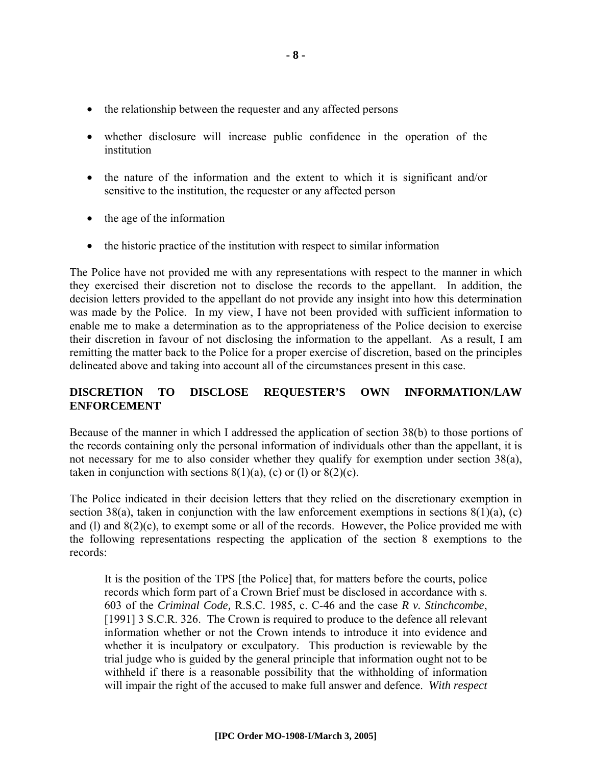- the relationship between the requester and any affected persons
- whether disclosure will increase public confidence in the operation of the institution
- the nature of the information and the extent to which it is significant and/or sensitive to the institution, the requester or any affected person
- the age of the information
- the historic practice of the institution with respect to similar information

The Police have not provided me with any representations with respect to the manner in which they exercised their discretion not to disclose the records to the appellant. In addition, the decision letters provided to the appellant do not provide any insight into how this determination was made by the Police. In my view, I have not been provided with sufficient information to enable me to make a determination as to the appropriateness of the Police decision to exercise their discretion in favour of not disclosing the information to the appellant. As a result, I am remitting the matter back to the Police for a proper exercise of discretion, based on the principles delineated above and taking into account all of the circumstances present in this case.

## DISCRETION TO DISCLOSE REQUESTER'S OWN INFORMATION/LAW ENFORCEMENT

Because of the manner in which I addressed the application of section 38(b) to those portions of the records containing only the personal information of individuals other than the appellant, it is not necessary for me to also consider whether they qualify for exemption under section 38(a), taken in conjunction with sections 8(1)(a), (c) or (l) or 8(2)(c).

The Police indicated in their decision letters that they relied on the discretionary exemption in section 38(a), taken in conjunction with the law enforcement exemptions in sections 8(1)(a), (c) and (l) and 8(2)(c), to exempt some or all of the records. However, the Police provided me with the following representations respecting the application of the section 8 exemptions to the records:

> It is the position of the TPS [the Police] that, for matters before the courts, police records which form part of a Crown Brief must be disclosed in accordance with s. 603 of the *Criminal Code,* R.S.C. 1985, c. C-46 and the case ***R v. Stinchcombe***, [1991] 3 S.C.R. 326. The Crown is required to produce to the defence all relevant information whether or not the Crown intends to introduce it into evidence and whether it is inculpatory or exculpatory. This production is reviewable by the trial judge who is guided by the general principle that information ought not to be withheld if there is a reasonable possibility that the withholding of information will impair the right of the accused to make full answer and defence. *With respect*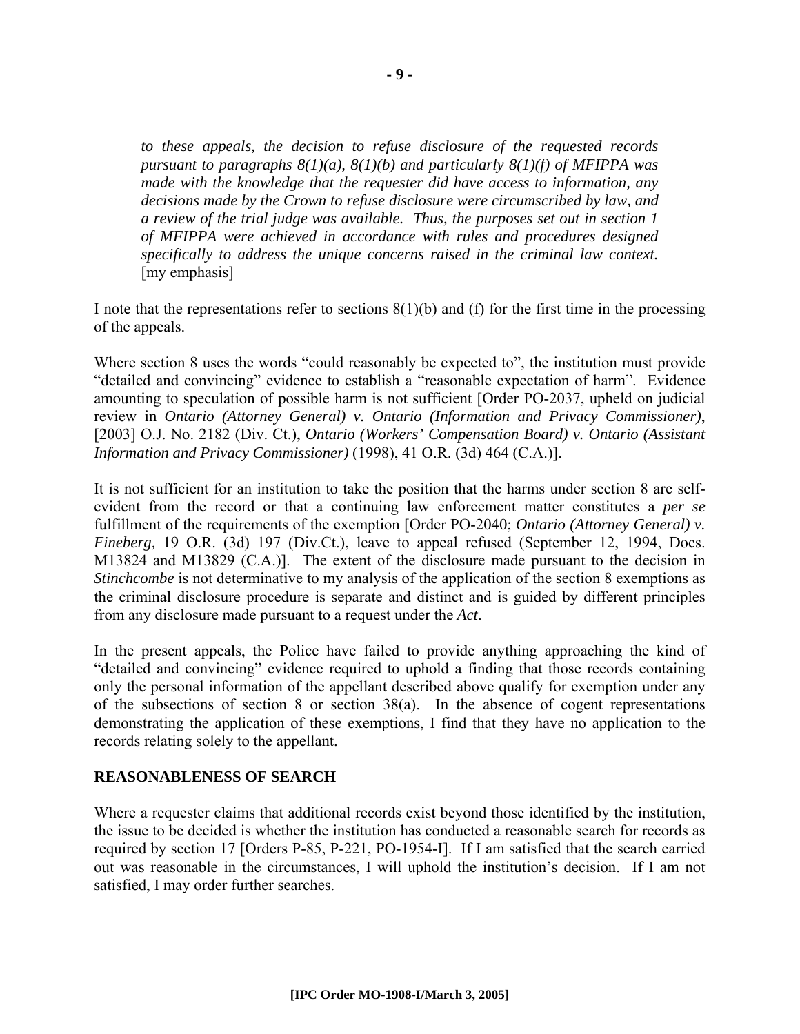*to these appeals, the decision to refuse disclosure of the requested records pursuant to paragraphs 8(1)(a), 8(1)(b) and particularly 8(1)(f) of MFIPPA was made with the knowledge that the requester did have access to information, any decisions made by the Crown to refuse disclosure were circumscribed by law, and a review of the trial judge was available. Thus, the purposes set out in section 1 of MFIPPA were achieved in accordance with rules and procedures designed specifically to address the unique concerns raised in the criminal law context.* [my emphasis]

I note that the representations refer to sections 8(1)(b) and (f) for the first time in the processing of the appeals.

Where section 8 uses the words "could reasonably be expected to", the institution must provide "detailed and convincing" evidence to establish a "reasonable expectation of harm". Evidence amounting to speculation of possible harm is not sufficient [Order PO-2037, upheld on judicial review in *Ontario (Attorney General) v. Ontario (Information and Privacy Commissioner)*, [2003] O.J. No. 2182 (Div. Ct.), *Ontario (Workers' Compensation Board) v. Ontario (Assistant Information and Privacy Commissioner)* (1998), 41 O.R. (3d) 464 (C.A.)].

It is not sufficient for an institution to take the position that the harms under section 8 are self-evident from the record or that a continuing law enforcement matter constitutes a *per se* fulfillment of the requirements of the exemption [Order PO-2040; *Ontario (Attorney General) v. Fineberg*, 19 O.R. (3d) 197 (Div.Ct.), leave to appeal refused (September 12, 1994, Docs. M13824 and M13829 (C.A.)]. The extent of the disclosure made pursuant to the decision in *Stinchcombe* is not determinative to my analysis of the application of the section 8 exemptions as the criminal disclosure procedure is separate and distinct and is guided by different principles from any disclosure made pursuant to a request under the *Act*.

In the present appeals, the Police have failed to provide anything approaching the kind of "detailed and convincing" evidence required to uphold a finding that those records containing only the personal information of the appellant described above qualify for exemption under any of the subsections of section 8 or section 38(a). In the absence of cogent representations demonstrating the application of these exemptions, I find that they have no application to the records relating solely to the appellant.

## REASONABLENESS OF SEARCH

Where a requester claims that additional records exist beyond those identified by the institution, the issue to be decided is whether the institution has conducted a reasonable search for records as required by section 17 [Orders P-85, P-221, PO-1954-I]. If I am satisfied that the search carried out was reasonable in the circumstances, I will uphold the institution's decision. If I am not satisfied, I may order further searches.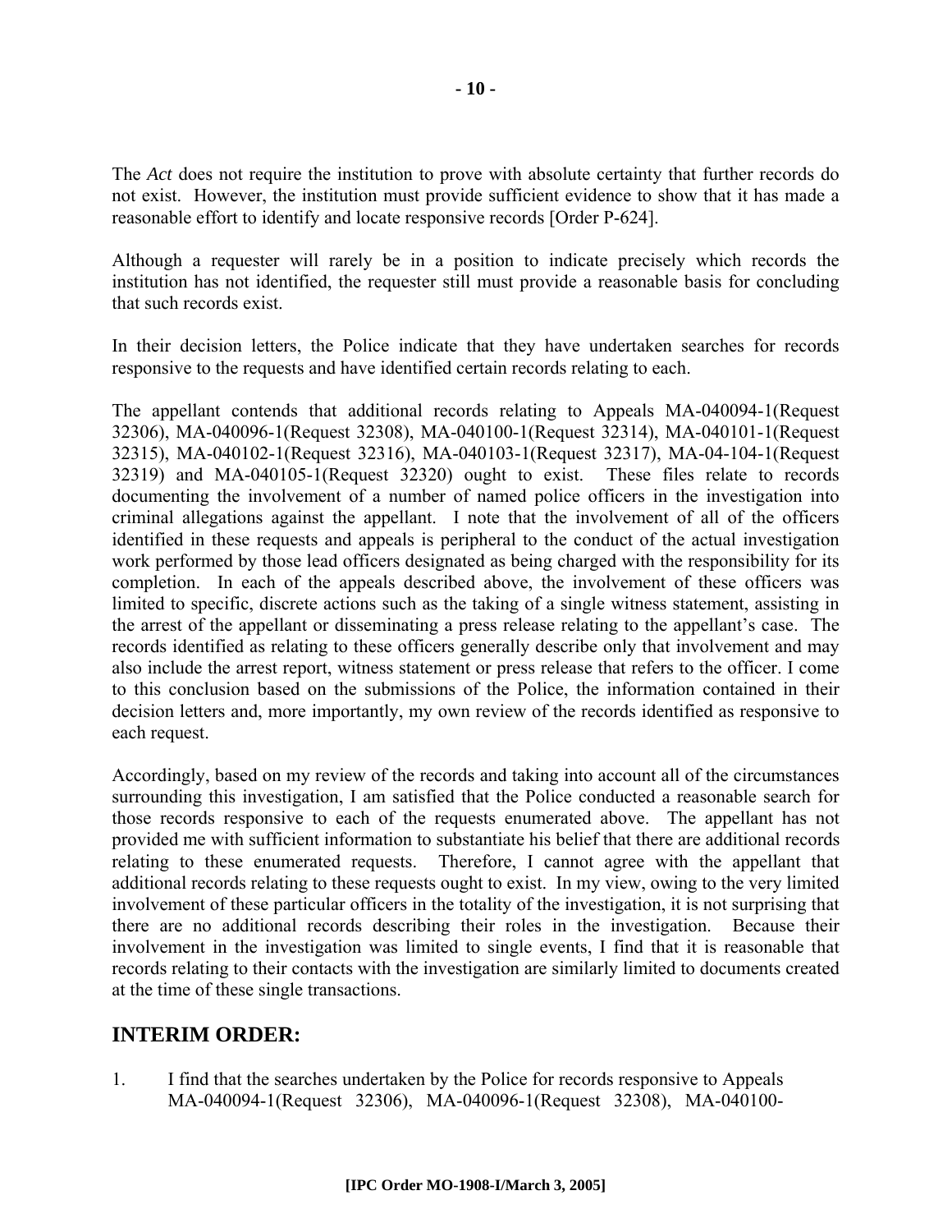The *Act* does not require the institution to prove with absolute certainty that further records do not exist. However, the institution must provide sufficient evidence to show that it has made a reasonable effort to identify and locate responsive records [Order P-624].

Although a requester will rarely be in a position to indicate precisely which records the institution has not identified, the requester still must provide a reasonable basis for concluding that such records exist.

In their decision letters, the Police indicate that they have undertaken searches for records responsive to the requests and have identified certain records relating to each.

The appellant contends that additional records relating to Appeals MA-040094-1(Request 32306), MA-040096-1(Request 32308), MA-040100-1(Request 32314), MA-040101-1(Request 32315), MA-040102-1(Request 32316), MA-040103-1(Request 32317), MA-04-104-1(Request 32319) and MA-040105-1(Request 32320) ought to exist. These files relate to records documenting the involvement of a number of named police officers in the investigation into criminal allegations against the appellant. I note that the involvement of all of the officers identified in these requests and appeals is peripheral to the conduct of the actual investigation work performed by those lead officers designated as being charged with the responsibility for its completion. In each of the appeals described above, the involvement of these officers was limited to specific, discrete actions such as the taking of a single witness statement, assisting in the arrest of the appellant or disseminating a press release relating to the appellant's case. The records identified as relating to these officers generally describe only that involvement and may also include the arrest report, witness statement or press release that refers to the officer. I come to this conclusion based on the submissions of the Police, the information contained in their decision letters and, more importantly, my own review of the records identified as responsive to each request.

Accordingly, based on my review of the records and taking into account all of the circumstances surrounding this investigation, I am satisfied that the Police conducted a reasonable search for those records responsive to each of the requests enumerated above. The appellant has not provided me with sufficient information to substantiate his belief that there are additional records relating to these enumerated requests. Therefore, I cannot agree with the appellant that additional records relating to these requests ought to exist. In my view, owing to the very limited involvement of these particular officers in the totality of the investigation, it is not surprising that there are no additional records describing their roles in the investigation. Because their involvement in the investigation was limited to single events, I find that it is reasonable that records relating to their contacts with the investigation are similarly limited to documents created at the time of these single transactions.

## INTERIM ORDER:

1. I find that the searches undertaken by the Police for records responsive to Appeals MA-040094-1(Request 32306), MA-040096-1(Request 32308), MA-040100-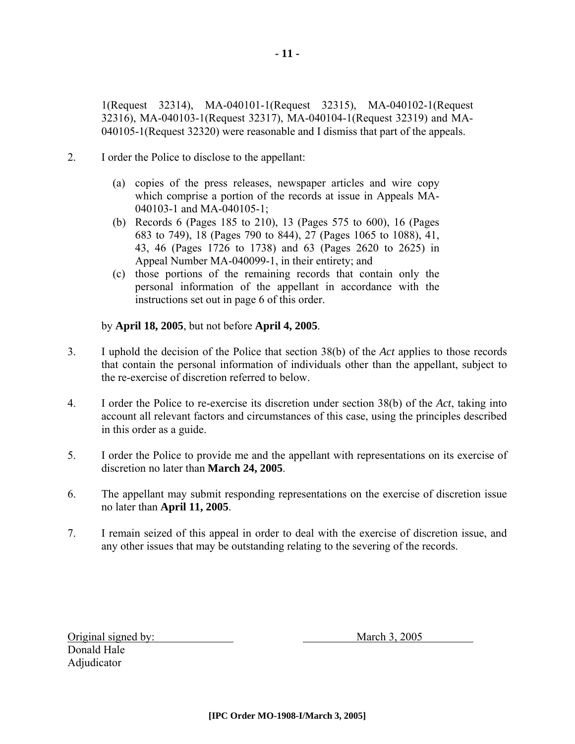1(Request 32314), MA-040101-1(Request 32315), MA-040102-1(Request 32316), MA-040103-1(Request 32317), MA-040104-1(Request 32319) and MA-040105-1(Request 32320) were reasonable and I dismiss that part of the appeals.

2. I order the Police to disclose to the appellant:

   (a) copies of the press releases, newspaper articles and wire copy which comprise a portion of the records at issue in Appeals MA-040103-1 and MA-040105-1;
   (b) Records 6 (Pages 185 to 210), 13 (Pages 575 to 600), 16 (Pages 683 to 749), 18 (Pages 790 to 844), 27 (Pages 1065 to 1088), 41, 43, 46 (Pages 1726 to 1738) and 63 (Pages 2620 to 2625) in Appeal Number MA-040099-1, in their entirety; and
   (c) those portions of the remaining records that contain only the personal information of the appellant in accordance with the instructions set out in page 6 of this order.

   by **April 18, 2005**, but not before **April 4, 2005**.

3. I uphold the decision of the Police that section 38(b) of the *Act* applies to those records that contain the personal information of individuals other than the appellant, subject to the re-exercise of discretion referred to below.

4. I order the Police to re-exercise its discretion under section 38(b) of the *Act*, taking into account all relevant factors and circumstances of this case, using the principles described in this order as a guide.

5. I order the Police to provide me and the appellant with representations on its exercise of discretion no later than **March 24, 2005**.

6. The appellant may submit responding representations on the exercise of discretion issue no later than **April 11, 2005**.

7. I remain seized of this appeal in order to deal with the exercise of discretion issue, and any other issues that may be outstanding relating to the severing of the records.

Original signed by: March 3, 2005
Donald Hale
Adjudicator